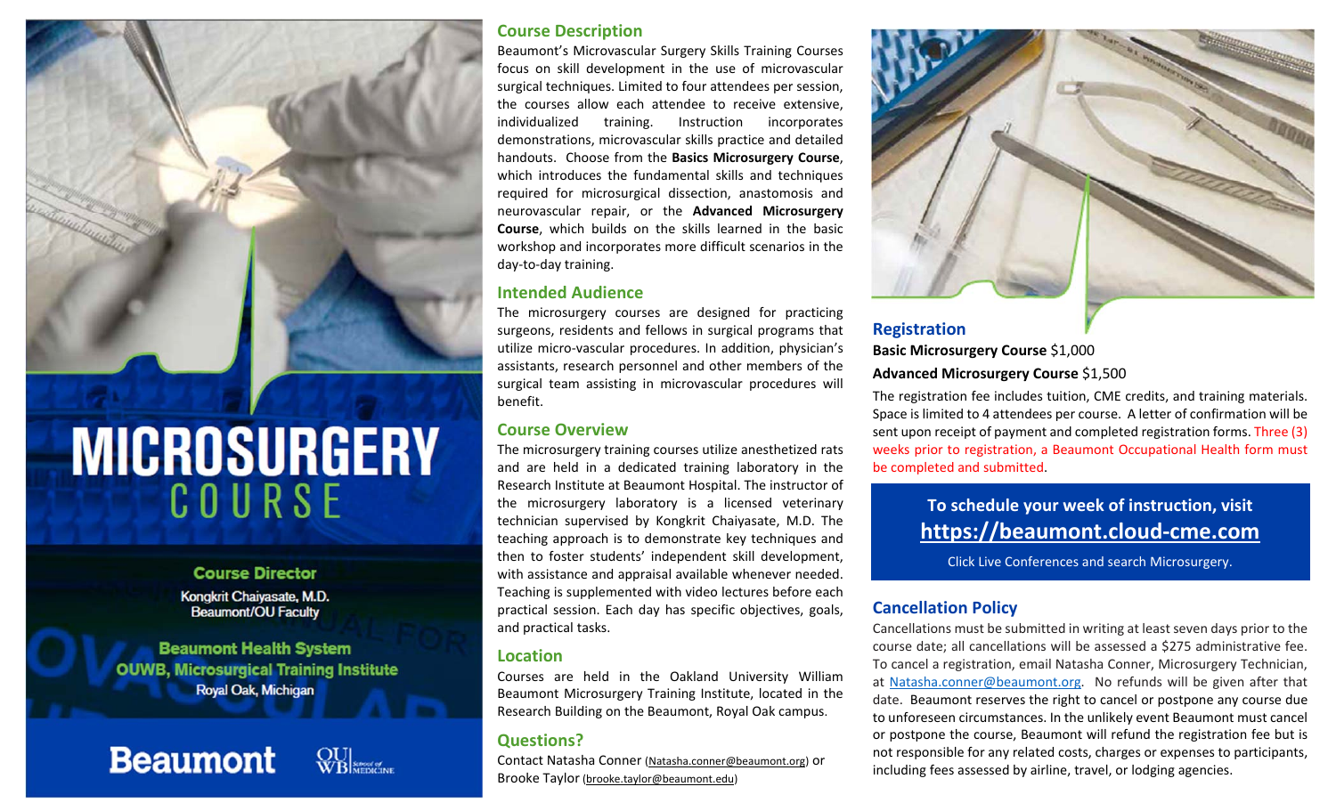# MICROSURGERY COURSE

**Course Director**

Kongkrit Chaiyasate, M.D.
Beaumont/OU Faculty

**Beaumont Health System**
**OUWB, Microsurgical Training Institute**
Royal Oak, Michigan

Beaumont

OUWB School of Medicine

## Course Description

Beaumont's Microvascular Surgery Skills Training Courses focus on skill development in the use of microvascular surgical techniques. Limited to four attendees per session, the courses allow each attendee to receive extensive, individualized training. Instruction incorporates demonstrations, microvascular skills practice and detailed handouts. Choose from the **Basics Microsurgery Course**, which introduces the fundamental skills and techniques required for microsurgical dissection, anastomosis and neurovascular repair, or the **Advanced Microsurgery Course**, which builds on the skills learned in the basic workshop and incorporates more difficult scenarios in the day-to-day training.

## Intended Audience

The microsurgery courses are designed for practicing surgeons, residents and fellows in surgical programs that utilize micro-vascular procedures. In addition, physician's assistants, research personnel and other members of the surgical team assisting in microvascular procedures will benefit.

## Course Overview

The microsurgery training courses utilize anesthetized rats and are held in a dedicated training laboratory in the Research Institute at Beaumont Hospital. The instructor of the microsurgery laboratory is a licensed veterinary technician supervised by Kongkrit Chaiyasate, M.D. The teaching approach is to demonstrate key techniques and then to foster students' independent skill development, with assistance and appraisal available whenever needed. Teaching is supplemented with video lectures before each practical session. Each day has specific objectives, goals, and practical tasks.

## Location

Courses are held in the Oakland University William Beaumont Microsurgery Training Institute, located in the Research Building on the Beaumont, Royal Oak campus.

## Questions?

Contact Natasha Conner (Natasha.conner@beaumont.org) or Brooke Taylor (brooke.taylor@beaumont.edu)

## Registration

**Basic Microsurgery Course** $1,000

**Advanced Microsurgery Course** $1,500

The registration fee includes tuition, CME credits, and training materials. Space is limited to 4 attendees per course. A letter of confirmation will be sent upon receipt of payment and completed registration forms. Three (3) weeks prior to registration, a Beaumont Occupational Health form must be completed and submitted.

**To schedule your week of instruction, visit**
**https://beaumont.cloud-cme.com**

Click Live Conferences and search Microsurgery.

## Cancellation Policy

Cancellations must be submitted in writing at least seven days prior to the course date; all cancellations will be assessed a $275 administrative fee. To cancel a registration, email Natasha Conner, Microsurgery Technician, at Natasha.conner@beaumont.org. No refunds will be given after that date. Beaumont reserves the right to cancel or postpone any course due to unforeseen circumstances. In the unlikely event Beaumont must cancel or postpone the course, Beaumont will refund the registration fee but is not responsible for any related costs, charges or expenses to participants, including fees assessed by airline, travel, or lodging agencies.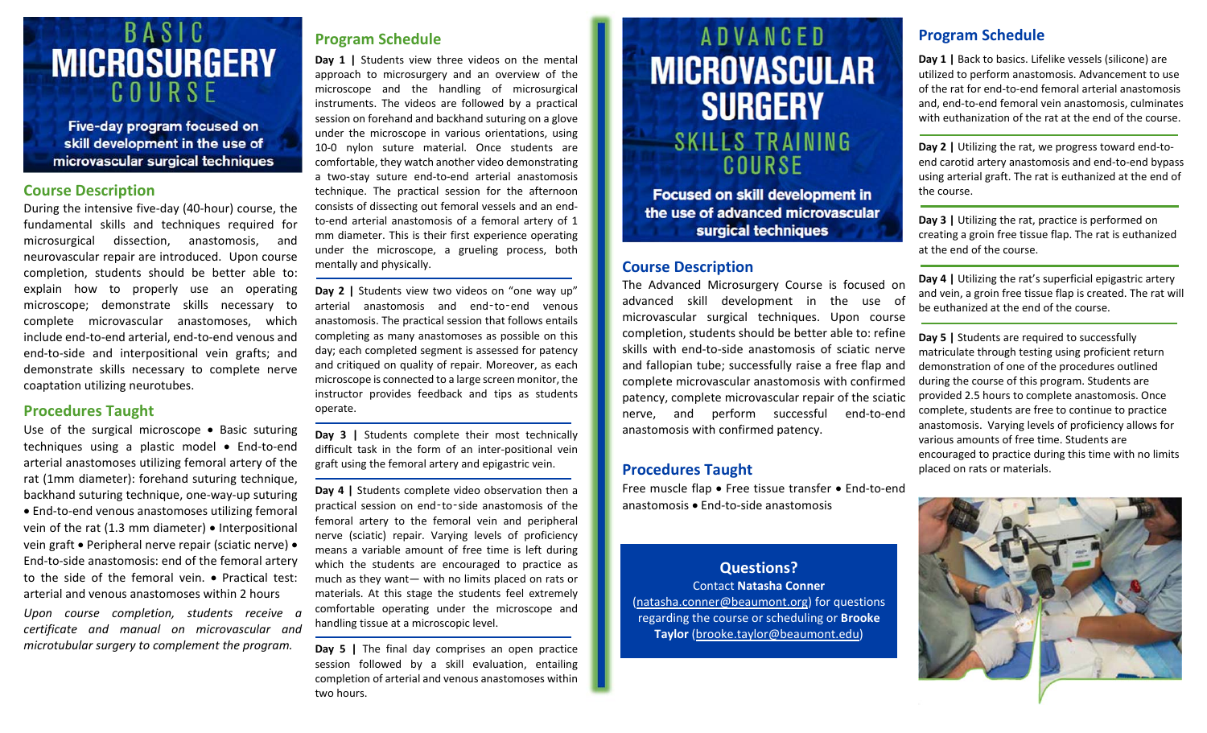# BASIC MICROSURGERY COURSE

**Five-day program focused on skill development in the use of microvascular surgical techniques**

## Course Description

During the intensive five-day (40-hour) course, the fundamental skills and techniques required for microsurgical dissection, anastomosis, and neurovascular repair are introduced. Upon course completion, students should be better able to: explain how to properly use an operating microscope; demonstrate skills necessary to complete microvascular anastomoses, which include end-to-end arterial, end-to-end venous and end-to-side and interpositional vein grafts; and demonstrate skills necessary to complete nerve coaptation utilizing neurotubes.

## Procedures Taught

Use of the surgical microscope • Basic suturing techniques using a plastic model • End-to-end arterial anastomoses utilizing femoral artery of the rat (1mm diameter): forehand suturing technique, backhand suturing technique, one-way-up suturing • End-to-end venous anastomoses utilizing femoral vein of the rat (1.3 mm diameter) • Interpositional vein graft • Peripheral nerve repair (sciatic nerve) • End-to-side anastomosis: end of the femoral artery to the side of the femoral vein. • Practical test: arterial and venous anastomoses within 2 hours

*Upon course completion, students receive a certificate and manual on microvascular and microtubular surgery to complement the program.*

## Program Schedule

**Day 1 |** Students view three videos on the mental approach to microsurgery and an overview of the microscope and the handling of microsurgical instruments. The videos are followed by a practical session on forehand and backhand suturing on a glove under the microscope in various orientations, using 10-0 nylon suture material. Once students are comfortable, they watch another video demonstrating a two-stay suture end-to-end arterial anastomosis technique. The practical session for the afternoon consists of dissecting out femoral vessels and an end-to-end arterial anastomosis of a femoral artery of 1 mm diameter. This is their first experience operating under the microscope, a grueling process, both mentally and physically.

**Day 2 |** Students view two videos on "one way up" arterial anastomosis and end-to-end venous anastomosis. The practical session that follows entails completing as many anastomoses as possible on this day; each completed segment is assessed for patency and critiqued on quality of repair. Moreover, as each microscope is connected to a large screen monitor, the instructor provides feedback and tips as students operate.

**Day 3 |** Students complete their most technically difficult task in the form of an inter-positional vein graft using the femoral artery and epigastric vein.

**Day 4 |** Students complete video observation then a practical session on end-to-side anastomosis of the femoral artery to the femoral vein and peripheral nerve (sciatic) repair. Varying levels of proficiency means a variable amount of free time is left during which the students are encouraged to practice as much as they want— with no limits placed on rats or materials. At this stage the students feel extremely comfortable operating under the microscope and handling tissue at a microscopic level.

**Day 5 |** The final day comprises an open practice session followed by a skill evaluation, entailing completion of arterial and venous anastomoses within two hours.

# ADVANCED MICROVASCULAR SURGERY SKILLS TRAINING COURSE

**Focused on skill development in the use of advanced microvascular surgical techniques**

## Course Description

The Advanced Microsurgery Course is focused on advanced skill development in the use of microvascular surgical techniques. Upon course completion, students should be better able to: refine skills with end-to-side anastomosis of sciatic nerve and fallopian tube; successfully raise a free flap and complete microvascular anastomosis with confirmed patency, complete microvascular repair of the sciatic nerve, and perform successful end-to-end anastomosis with confirmed patency.

## Procedures Taught

Free muscle flap • Free tissue transfer • End-to-end anastomosis • End-to-side anastomosis

### Questions?

Contact **Natasha Conner** (natasha.conner@beaumont.org) for questions regarding the course or scheduling or **Brooke Taylor** (brooke.taylor@beaumont.edu)

## Program Schedule

**Day 1 |** Back to basics. Lifelike vessels (silicone) are utilized to perform anastomosis. Advancement to use of the rat for end-to-end femoral arterial anastomosis and, end-to-end femoral vein anastomosis, culminates with euthanization of the rat at the end of the course.

**Day 2 |** Utilizing the rat, we progress toward end-to-end carotid artery anastomosis and end-to-end bypass using arterial graft. The rat is euthanized at the end of the course.

**Day 3 |** Utilizing the rat, practice is performed on creating a groin free tissue flap. The rat is euthanized at the end of the course.

**Day 4 |** Utilizing the rat's superficial epigastric artery and vein, a groin free tissue flap is created. The rat will be euthanized at the end of the course.

**Day 5 |** Students are required to successfully matriculate through testing using proficient return demonstration of one of the procedures outlined during the course of this program. Students are provided 2.5 hours to complete anastomosis. Once complete, students are free to continue to practice anastomosis. Varying levels of proficiency allows for various amounts of free time. Students are encouraged to practice during this time with no limits placed on rats or materials.